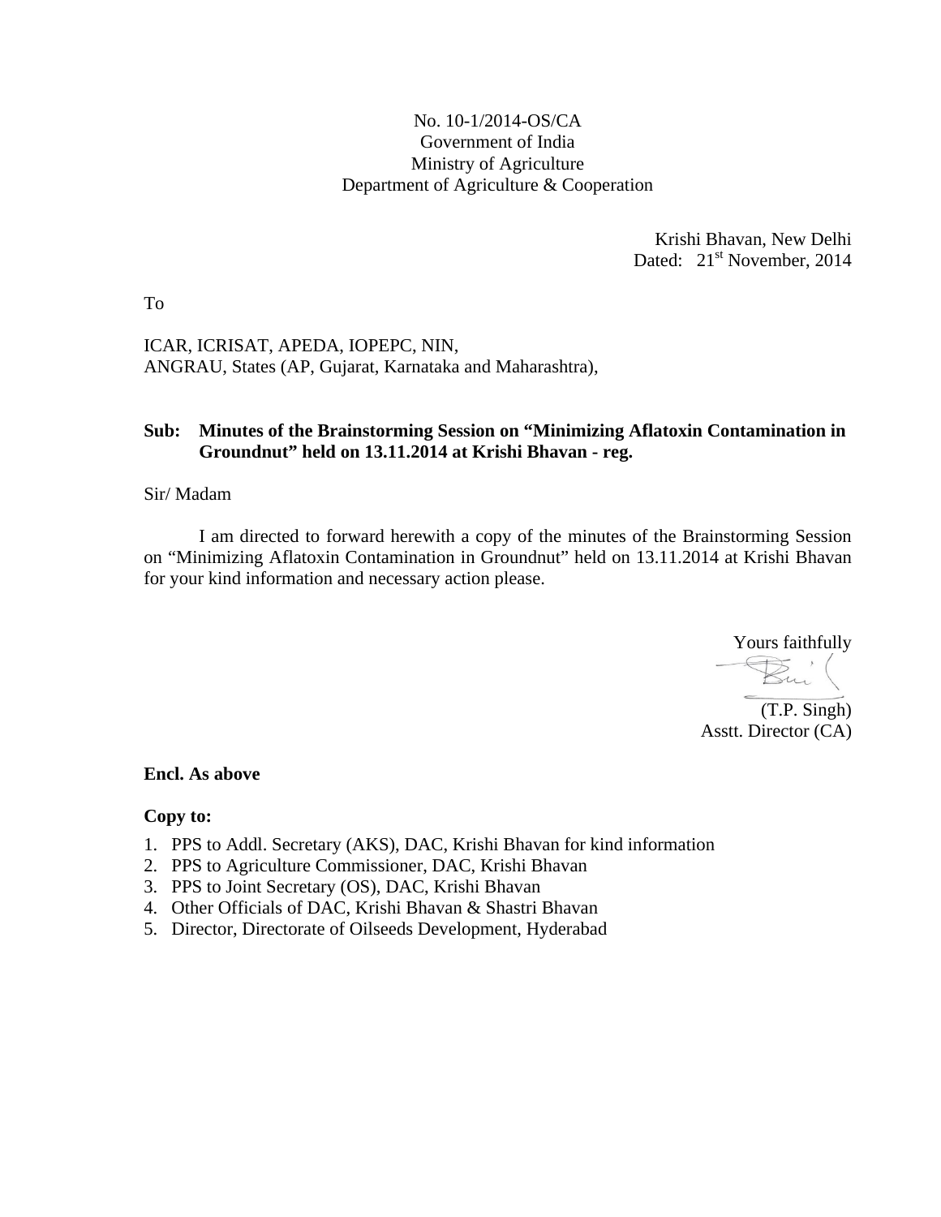No. 10-1/2014-OS/CA
Government of India
Ministry of Agriculture
Department of Agriculture & Cooperation

Krishi Bhavan, New Delhi
Dated: 21st November, 2014

To

ICAR, ICRISAT, APEDA, IOPEPC, NIN,
ANGRAU, States (AP, Gujarat, Karnataka and Maharashtra),

**Sub: Minutes of the Brainstorming Session on "Minimizing Aflatoxin Contamination in Groundnut" held on 13.11.2014 at Krishi Bhavan - reg.**

Sir/ Madam

I am directed to forward herewith a copy of the minutes of the Brainstorming Session on "Minimizing Aflatoxin Contamination in Groundnut" held on 13.11.2014 at Krishi Bhavan for your kind information and necessary action please.

Yours faithfully

(T.P. Singh)
Asstt. Director (CA)

**Encl. As above**

**Copy to:**

1. PPS to Addl. Secretary (AKS), DAC, Krishi Bhavan for kind information
2. PPS to Agriculture Commissioner, DAC, Krishi Bhavan
3. PPS to Joint Secretary (OS), DAC, Krishi Bhavan
4. Other Officials of DAC, Krishi Bhavan & Shastri Bhavan
5. Director, Directorate of Oilseeds Development, Hyderabad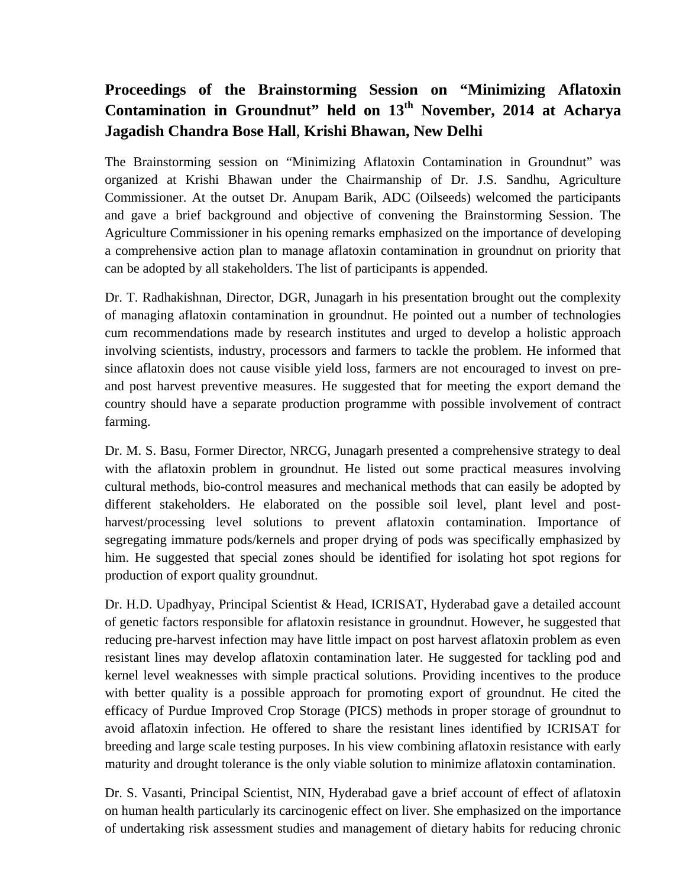**Proceedings of the Brainstorming Session on "Minimizing Aflatoxin Contamination in Groundnut" held on 13th November, 2014 at Acharya Jagadish Chandra Bose Hall, Krishi Bhawan, New Delhi**

The Brainstorming session on "Minimizing Aflatoxin Contamination in Groundnut" was organized at Krishi Bhawan under the Chairmanship of Dr. J.S. Sandhu, Agriculture Commissioner. At the outset Dr. Anupam Barik, ADC (Oilseeds) welcomed the participants and gave a brief background and objective of convening the Brainstorming Session. The Agriculture Commissioner in his opening remarks emphasized on the importance of developing a comprehensive action plan to manage aflatoxin contamination in groundnut on priority that can be adopted by all stakeholders. The list of participants is appended.

Dr. T. Radhakishnan, Director, DGR, Junagarh in his presentation brought out the complexity of managing aflatoxin contamination in groundnut. He pointed out a number of technologies cum recommendations made by research institutes and urged to develop a holistic approach involving scientists, industry, processors and farmers to tackle the problem. He informed that since aflatoxin does not cause visible yield loss, farmers are not encouraged to invest on pre- and post harvest preventive measures. He suggested that for meeting the export demand the country should have a separate production programme with possible involvement of contract farming.

Dr. M. S. Basu, Former Director, NRCG, Junagarh presented a comprehensive strategy to deal with the aflatoxin problem in groundnut. He listed out some practical measures involving cultural methods, bio-control measures and mechanical methods that can easily be adopted by different stakeholders. He elaborated on the possible soil level, plant level and post-harvest/processing level solutions to prevent aflatoxin contamination. Importance of segregating immature pods/kernels and proper drying of pods was specifically emphasized by him. He suggested that special zones should be identified for isolating hot spot regions for production of export quality groundnut.

Dr. H.D. Upadhyay, Principal Scientist & Head, ICRISAT, Hyderabad gave a detailed account of genetic factors responsible for aflatoxin resistance in groundnut. However, he suggested that reducing pre-harvest infection may have little impact on post harvest aflatoxin problem as even resistant lines may develop aflatoxin contamination later. He suggested for tackling pod and kernel level weaknesses with simple practical solutions. Providing incentives to the produce with better quality is a possible approach for promoting export of groundnut. He cited the efficacy of Purdue Improved Crop Storage (PICS) methods in proper storage of groundnut to avoid aflatoxin infection. He offered to share the resistant lines identified by ICRISAT for breeding and large scale testing purposes. In his view combining aflatoxin resistance with early maturity and drought tolerance is the only viable solution to minimize aflatoxin contamination.

Dr. S. Vasanti, Principal Scientist, NIN, Hyderabad gave a brief account of effect of aflatoxin on human health particularly its carcinogenic effect on liver. She emphasized on the importance of undertaking risk assessment studies and management of dietary habits for reducing chronic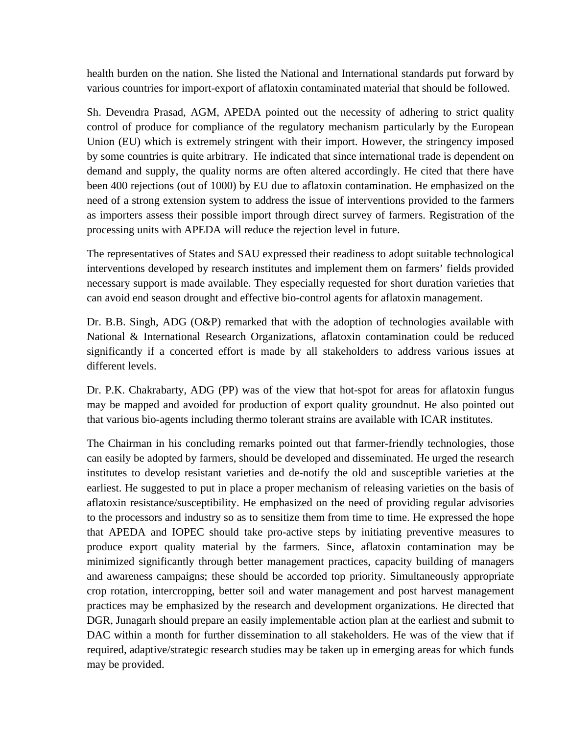health burden on the nation. She listed the National and International standards put forward by various countries for import-export of aflatoxin contaminated material that should be followed.

Sh. Devendra Prasad, AGM, APEDA pointed out the necessity of adhering to strict quality control of produce for compliance of the regulatory mechanism particularly by the European Union (EU) which is extremely stringent with their import. However, the stringency imposed by some countries is quite arbitrary. He indicated that since international trade is dependent on demand and supply, the quality norms are often altered accordingly. He cited that there have been 400 rejections (out of 1000) by EU due to aflatoxin contamination. He emphasized on the need of a strong extension system to address the issue of interventions provided to the farmers as importers assess their possible import through direct survey of farmers. Registration of the processing units with APEDA will reduce the rejection level in future.

The representatives of States and SAU expressed their readiness to adopt suitable technological interventions developed by research institutes and implement them on farmers' fields provided necessary support is made available. They especially requested for short duration varieties that can avoid end season drought and effective bio-control agents for aflatoxin management.

Dr. B.B. Singh, ADG (O&P) remarked that with the adoption of technologies available with National & International Research Organizations, aflatoxin contamination could be reduced significantly if a concerted effort is made by all stakeholders to address various issues at different levels.

Dr. P.K. Chakrabarty, ADG (PP) was of the view that hot-spot for areas for aflatoxin fungus may be mapped and avoided for production of export quality groundnut. He also pointed out that various bio-agents including thermo tolerant strains are available with ICAR institutes.

The Chairman in his concluding remarks pointed out that farmer-friendly technologies, those can easily be adopted by farmers, should be developed and disseminated. He urged the research institutes to develop resistant varieties and de-notify the old and susceptible varieties at the earliest. He suggested to put in place a proper mechanism of releasing varieties on the basis of aflatoxin resistance/susceptibility. He emphasized on the need of providing regular advisories to the processors and industry so as to sensitize them from time to time. He expressed the hope that APEDA and IOPEC should take pro-active steps by initiating preventive measures to produce export quality material by the farmers. Since, aflatoxin contamination may be minimized significantly through better management practices, capacity building of managers and awareness campaigns; these should be accorded top priority. Simultaneously appropriate crop rotation, intercropping, better soil and water management and post harvest management practices may be emphasized by the research and development organizations. He directed that DGR, Junagarh should prepare an easily implementable action plan at the earliest and submit to DAC within a month for further dissemination to all stakeholders. He was of the view that if required, adaptive/strategic research studies may be taken up in emerging areas for which funds may be provided.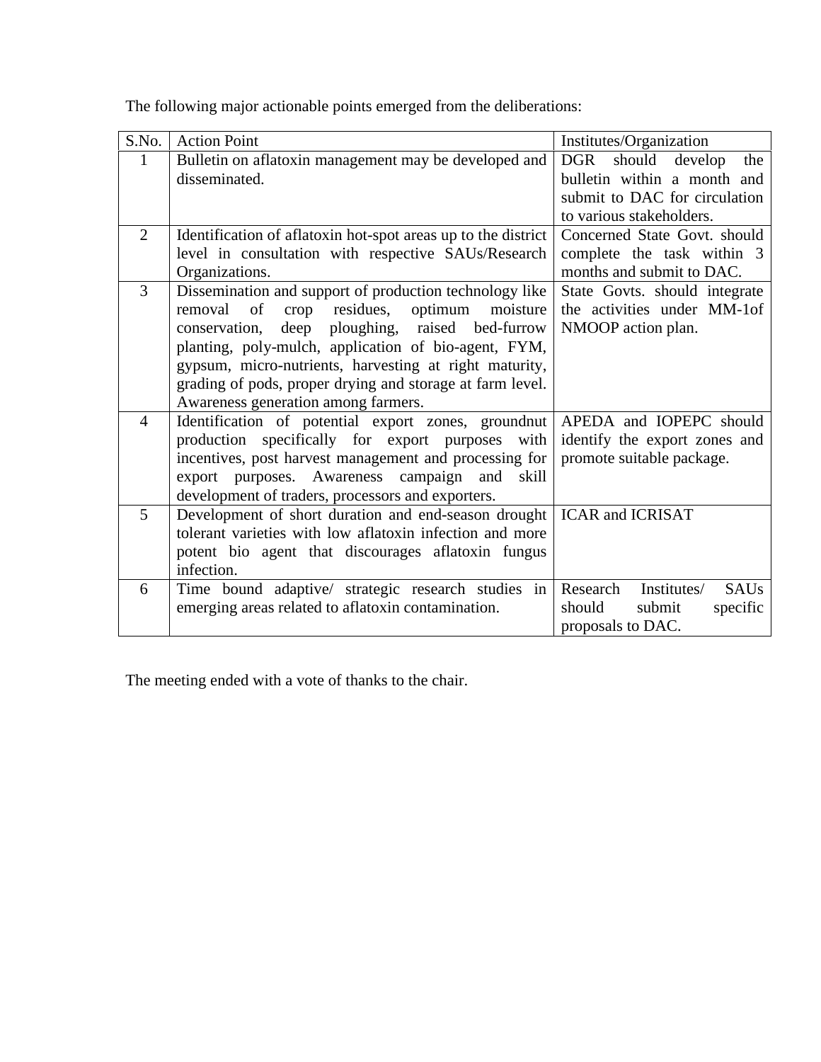The following major actionable points emerged from the deliberations:

| S.No. | Action Point | Institutes/Organization |
|---|---|---|
| 1 | Bulletin on aflatoxin management may be developed and disseminated. | DGR should develop the bulletin within a month and submit to DAC for circulation to various stakeholders. |
| 2 | Identification of aflatoxin hot-spot areas up to the district level in consultation with respective SAUs/Research Organizations. | Concerned State Govt. should complete the task within 3 months and submit to DAC. |
| 3 | Dissemination and support of production technology like removal of crop residues, optimum moisture conservation, deep ploughing, raised bed-furrow planting, poly-mulch, application of bio-agent, FYM, gypsum, micro-nutrients, harvesting at right maturity, grading of pods, proper drying and storage at farm level. Awareness generation among farmers. | State Govts. should integrate the activities under MM-1of NMOOP action plan. |
| 4 | Identification of potential export zones, groundnut production specifically for export purposes with incentives, post harvest management and processing for export purposes. Awareness campaign and skill development of traders, processors and exporters. | APEDA and IOPEPC should identify the export zones and promote suitable package. |
| 5 | Development of short duration and end-season drought tolerant varieties with low aflatoxin infection and more potent bio agent that discourages aflatoxin fungus infection. | ICAR and ICRISAT |
| 6 | Time bound adaptive/ strategic research studies in emerging areas related to aflatoxin contamination. | Research Institutes/ SAUs should submit specific proposals to DAC. |

The meeting ended with a vote of thanks to the chair.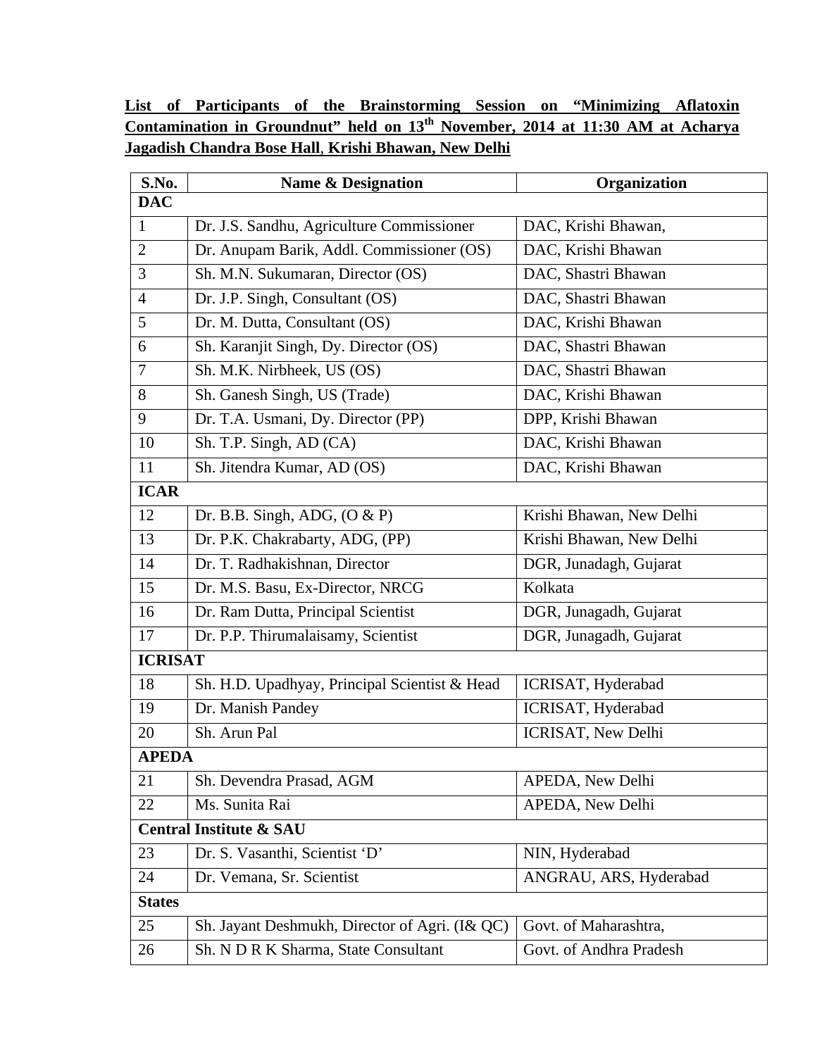**List of Participants of the Brainstorming Session on "Minimizing Aflatoxin Contamination in Groundnut" held on 13th November, 2014 at 11:30 AM at Acharya Jagadish Chandra Bose Hall, Krishi Bhawan, New Delhi**

| S.No. | Name & Designation | Organization |
|---|---|---|
| **DAC** | | |
| 1 | Dr. J.S. Sandhu, Agriculture Commissioner | DAC, Krishi Bhawan, |
| 2 | Dr. Anupam Barik, Addl. Commissioner (OS) | DAC, Krishi Bhawan |
| 3 | Sh. M.N. Sukumaran, Director (OS) | DAC, Shastri Bhawan |
| 4 | Dr. J.P. Singh, Consultant (OS) | DAC, Shastri Bhawan |
| 5 | Dr. M. Dutta, Consultant (OS) | DAC, Krishi Bhawan |
| 6 | Sh. Karanjit Singh, Dy. Director (OS) | DAC, Shastri Bhawan |
| 7 | Sh. M.K. Nirbheek, US (OS) | DAC, Shastri Bhawan |
| 8 | Sh. Ganesh Singh, US (Trade) | DAC, Krishi Bhawan |
| 9 | Dr. T.A. Usmani, Dy. Director (PP) | DPP, Krishi Bhawan |
| 10 | Sh. T.P. Singh, AD (CA) | DAC, Krishi Bhawan |
| 11 | Sh. Jitendra Kumar, AD (OS) | DAC, Krishi Bhawan |
| **ICAR** | | |
| 12 | Dr. B.B. Singh, ADG, (O & P) | Krishi Bhawan, New Delhi |
| 13 | Dr. P.K. Chakrabarty, ADG, (PP) | Krishi Bhawan, New Delhi |
| 14 | Dr. T. Radhakishnan, Director | DGR, Junadagh, Gujarat |
| 15 | Dr. M.S. Basu, Ex-Director, NRCG | Kolkata |
| 16 | Dr. Ram Dutta, Principal Scientist | DGR, Junagadh, Gujarat |
| 17 | Dr. P.P. Thirumalaisamy, Scientist | DGR, Junagadh, Gujarat |
| **ICRISAT** | | |
| 18 | Sh. H.D. Upadhyay, Principal Scientist & Head | ICRISAT, Hyderabad |
| 19 | Dr. Manish Pandey | ICRISAT, Hyderabad |
| 20 | Sh. Arun Pal | ICRISAT, New Delhi |
| **APEDA** | | |
| 21 | Sh. Devendra Prasad, AGM | APEDA, New Delhi |
| 22 | Ms. Sunita Rai | APEDA, New Delhi |
| **Central Institute & SAU** | | |
| 23 | Dr. S. Vasanthi, Scientist 'D' | NIN, Hyderabad |
| 24 | Dr. Vemana, Sr. Scientist | ANGRAU, ARS, Hyderabad |
| **States** | | |
| 25 | Sh. Jayant Deshmukh, Director of Agri. (I& QC) | Govt. of Maharashtra, |
| 26 | Sh. N D R K Sharma, State Consultant | Govt. of Andhra Pradesh |